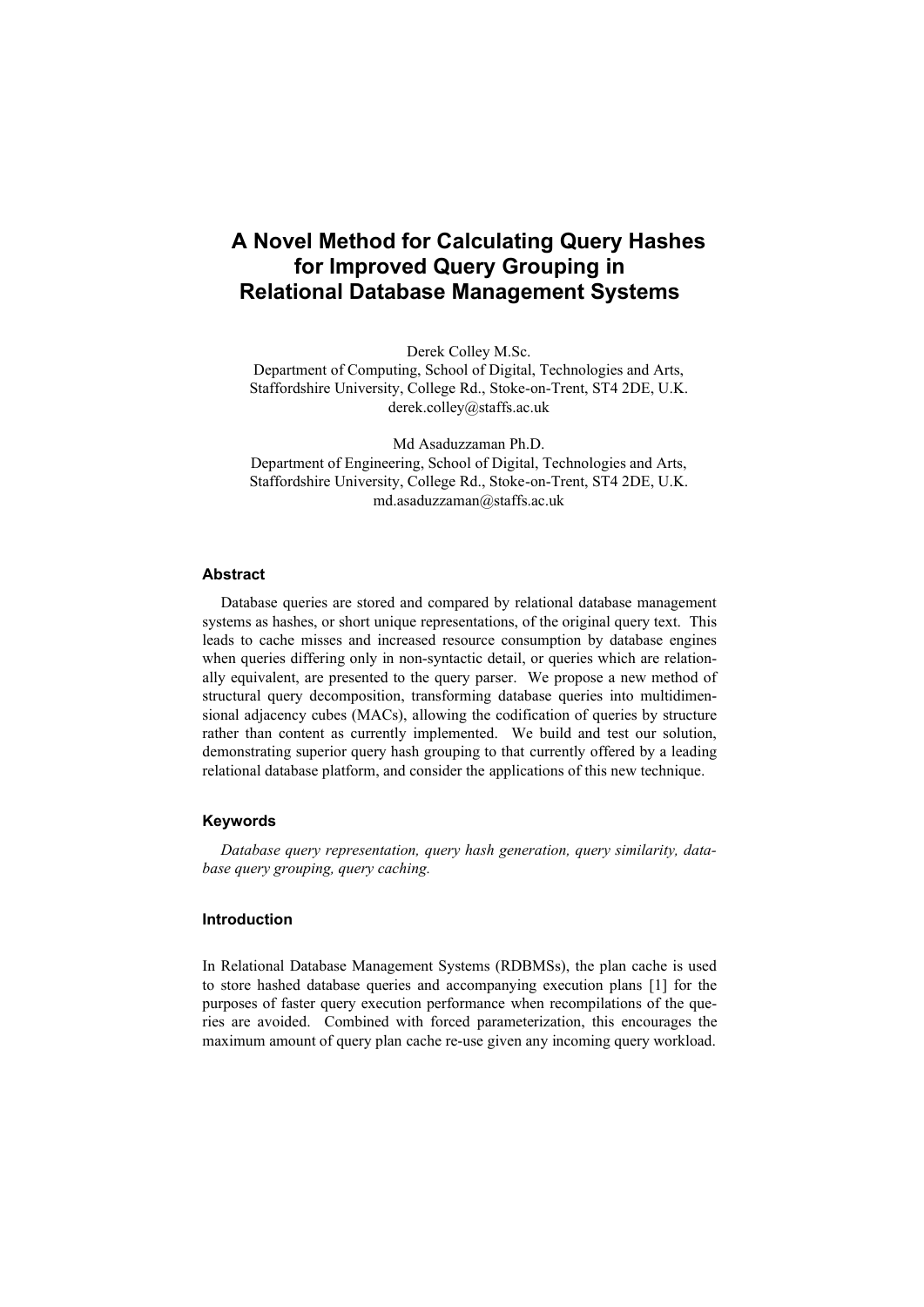# A Novel Method for Calculating Query Hashes for Improved Query Grouping in Relational Database Management Systems

Derek Colley M.Sc.
Department of Computing, School of Digital, Technologies and Arts,
Staffordshire University, College Rd., Stoke-on-Trent, ST4 2DE, U.K.
derek.colley@staffs.ac.uk

Md Asaduzzaman Ph.D.
Department of Engineering, School of Digital, Technologies and Arts,
Staffordshire University, College Rd., Stoke-on-Trent, ST4 2DE, U.K.
md.asaduzzaman@staffs.ac.uk

### Abstract

Database queries are stored and compared by relational database management systems as hashes, or short unique representations, of the original query text. This leads to cache misses and increased resource consumption by database engines when queries differing only in non-syntactic detail, or queries which are relationally equivalent, are presented to the query parser. We propose a new method of structural query decomposition, transforming database queries into multidimensional adjacency cubes (MACs), allowing the codification of queries by structure rather than content as currently implemented. We build and test our solution, demonstrating superior query hash grouping to that currently offered by a leading relational database platform, and consider the applications of this new technique.

### Keywords

*Database query representation, query hash generation, query similarity, database query grouping, query caching.*

### Introduction

In Relational Database Management Systems (RDBMSs), the plan cache is used to store hashed database queries and accompanying execution plans [1] for the purposes of faster query execution performance when recompilations of the queries are avoided. Combined with forced parameterization, this encourages the maximum amount of query plan cache re-use given any incoming query workload.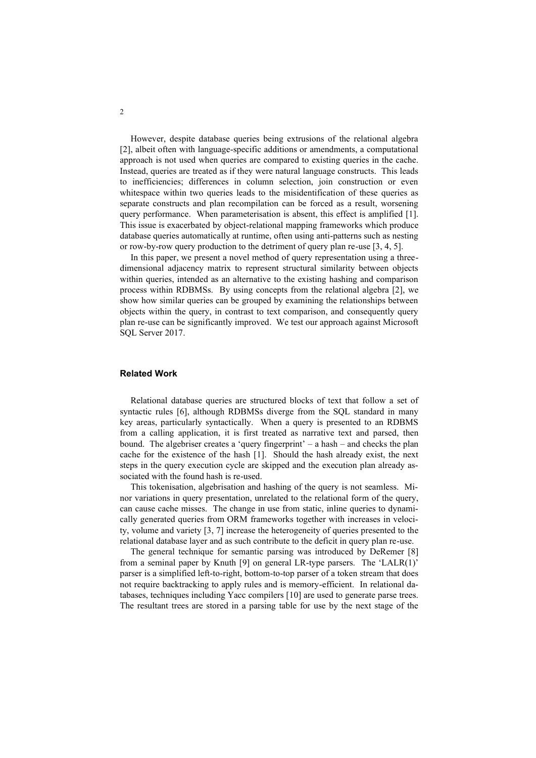However, despite database queries being extrusions of the relational algebra [2], albeit often with language-specific additions or amendments, a computational approach is not used when queries are compared to existing queries in the cache. Instead, queries are treated as if they were natural language constructs. This leads to inefficiencies; differences in column selection, join construction or even whitespace within two queries leads to the misidentification of these queries as separate constructs and plan recompilation can be forced as a result, worsening query performance. When parameterisation is absent, this effect is amplified [1]. This issue is exacerbated by object-relational mapping frameworks which produce database queries automatically at runtime, often using anti-patterns such as nesting or row-by-row query production to the detriment of query plan re-use [3, 4, 5].

In this paper, we present a novel method of query representation using a three-dimensional adjacency matrix to represent structural similarity between objects within queries, intended as an alternative to the existing hashing and comparison process within RDBMSs. By using concepts from the relational algebra [2], we show how similar queries can be grouped by examining the relationships between objects within the query, in contrast to text comparison, and consequently query plan re-use can be significantly improved. We test our approach against Microsoft SQL Server 2017.

## Related Work

Relational database queries are structured blocks of text that follow a set of syntactic rules [6], although RDBMSs diverge from the SQL standard in many key areas, particularly syntactically. When a query is presented to an RDBMS from a calling application, it is first treated as narrative text and parsed, then bound. The algebriser creates a 'query fingerprint' – a hash – and checks the plan cache for the existence of the hash [1]. Should the hash already exist, the next steps in the query execution cycle are skipped and the execution plan already associated with the found hash is re-used.

This tokenisation, algebrisation and hashing of the query is not seamless. Minor variations in query presentation, unrelated to the relational form of the query, can cause cache misses. The change in use from static, inline queries to dynamically generated queries from ORM frameworks together with increases in velocity, volume and variety [3, 7] increase the heterogeneity of queries presented to the relational database layer and as such contribute to the deficit in query plan re-use.

The general technique for semantic parsing was introduced by DeRemer [8] from a seminal paper by Knuth [9] on general LR-type parsers. The 'LALR(1)' parser is a simplified left-to-right, bottom-to-top parser of a token stream that does not require backtracking to apply rules and is memory-efficient. In relational databases, techniques including Yacc compilers [10] are used to generate parse trees. The resultant trees are stored in a parsing table for use by the next stage of the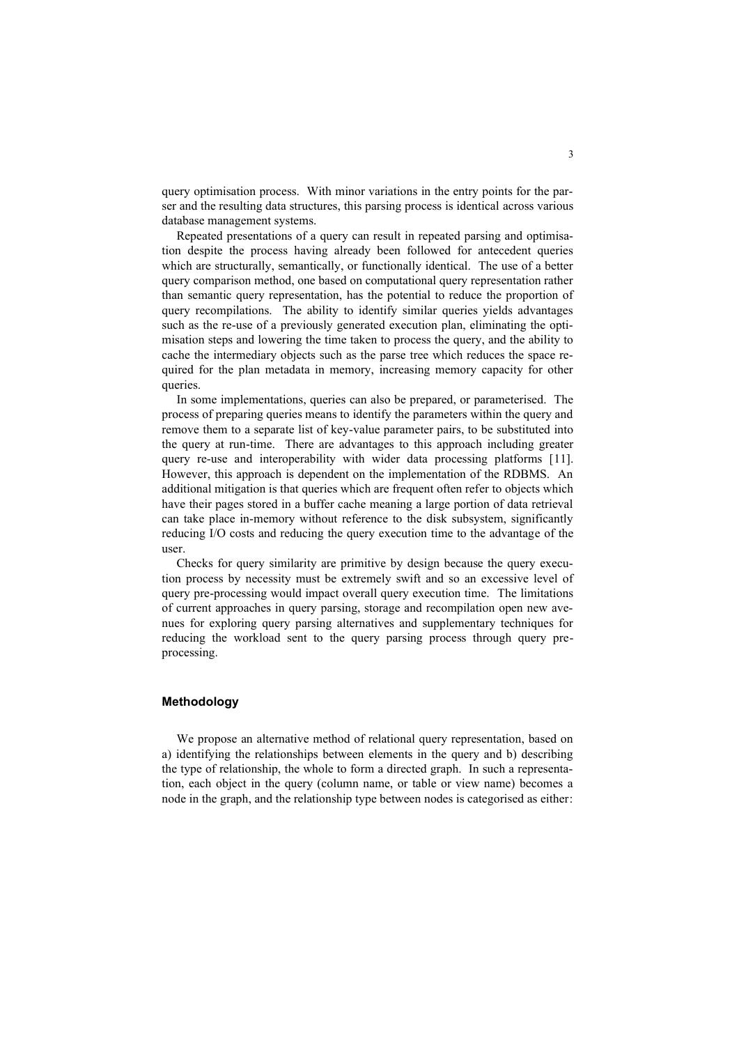query optimisation process. With minor variations in the entry points for the parser and the resulting data structures, this parsing process is identical across various database management systems.

Repeated presentations of a query can result in repeated parsing and optimisation despite the process having already been followed for antecedent queries which are structurally, semantically, or functionally identical. The use of a better query comparison method, one based on computational query representation rather than semantic query representation, has the potential to reduce the proportion of query recompilations. The ability to identify similar queries yields advantages such as the re-use of a previously generated execution plan, eliminating the optimisation steps and lowering the time taken to process the query, and the ability to cache the intermediary objects such as the parse tree which reduces the space required for the plan metadata in memory, increasing memory capacity for other queries.

In some implementations, queries can also be prepared, or parameterised. The process of preparing queries means to identify the parameters within the query and remove them to a separate list of key-value parameter pairs, to be substituted into the query at run-time. There are advantages to this approach including greater query re-use and interoperability with wider data processing platforms [11]. However, this approach is dependent on the implementation of the RDBMS. An additional mitigation is that queries which are frequent often refer to objects which have their pages stored in a buffer cache meaning a large portion of data retrieval can take place in-memory without reference to the disk subsystem, significantly reducing I/O costs and reducing the query execution time to the advantage of the user.

Checks for query similarity are primitive by design because the query execution process by necessity must be extremely swift and so an excessive level of query pre-processing would impact overall query execution time. The limitations of current approaches in query parsing, storage and recompilation open new avenues for exploring query parsing alternatives and supplementary techniques for reducing the workload sent to the query parsing process through query pre-processing.

## Methodology

We propose an alternative method of relational query representation, based on a) identifying the relationships between elements in the query and b) describing the type of relationship, the whole to form a directed graph. In such a representation, each object in the query (column name, or table or view name) becomes a node in the graph, and the relationship type between nodes is categorised as either: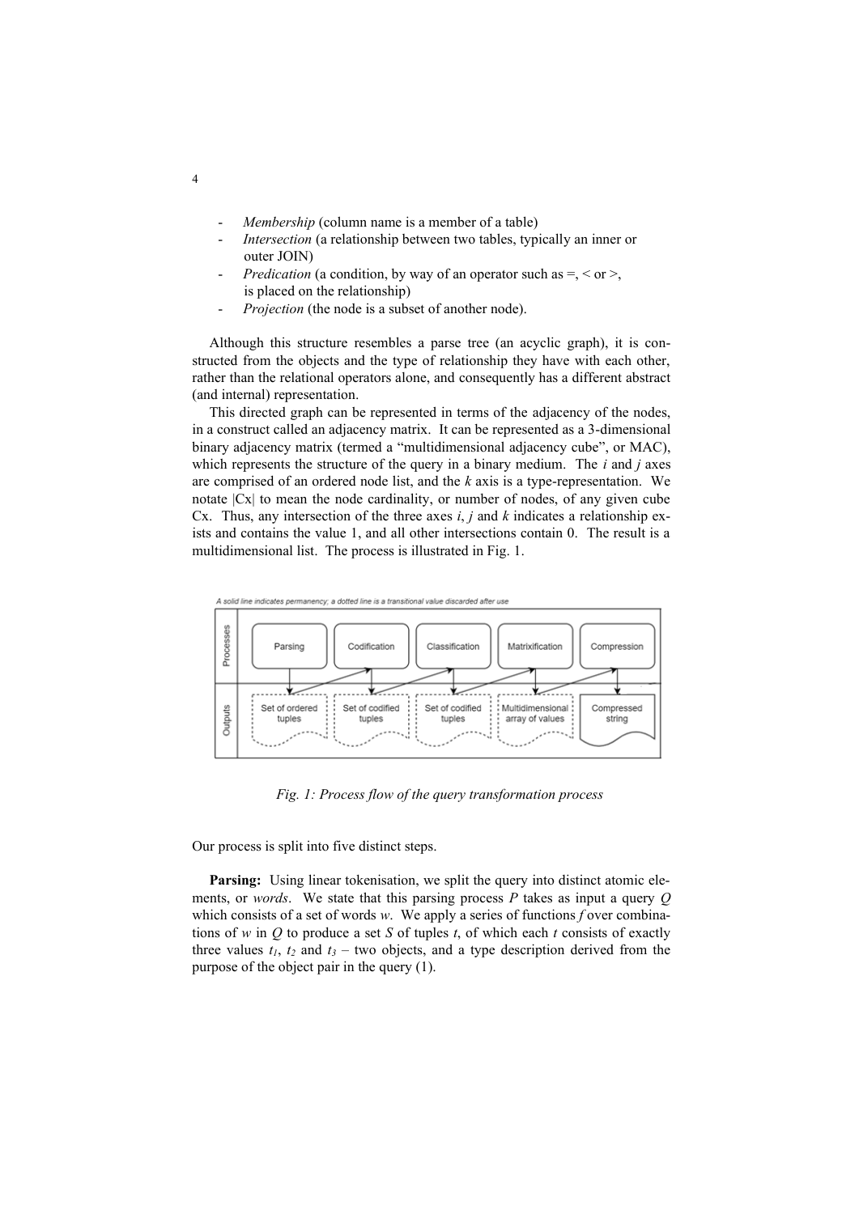- *Membership* (column name is a member of a table)
- *Intersection* (a relationship between two tables, typically an inner or outer JOIN)
- *Predication* (a condition, by way of an operator such as =, < or >, is placed on the relationship)
- *Projection* (the node is a subset of another node).

Although this structure resembles a parse tree (an acyclic graph), it is constructed from the objects and the type of relationship they have with each other, rather than the relational operators alone, and consequently has a different abstract (and internal) representation.

This directed graph can be represented in terms of the adjacency of the nodes, in a construct called an adjacency matrix. It can be represented as a 3-dimensional binary adjacency matrix (termed a "multidimensional adjacency cube", or MAC), which represents the structure of the query in a binary medium. The $i$ and $j$ axes are comprised of an ordered node list, and the $k$ axis is a type-representation. We notate $|Cx|$ to mean the node cardinality, or number of nodes, of any given cube Cx. Thus, any intersection of the three axes $i$, $j$ and $k$ indicates a relationship exists and contains the value 1, and all other intersections contain 0. The result is a multidimensional list. The process is illustrated in Fig. 1.

*Fig. 1: Process flow of the query transformation process*

Our process is split into five distinct steps.

**Parsing:** Using linear tokenisation, we split the query into distinct atomic elements, or *words*. We state that this parsing process $P$ takes as input a query $Q$ which consists of a set of words $w$. We apply a series of functions $f$ over combinations of $w$ in $Q$ to produce a set $S$ of tuples $t$, of which each $t$ consists of exactly three values $t_1$, $t_2$ and $t_3$ – two objects, and a type description derived from the purpose of the object pair in the query (1).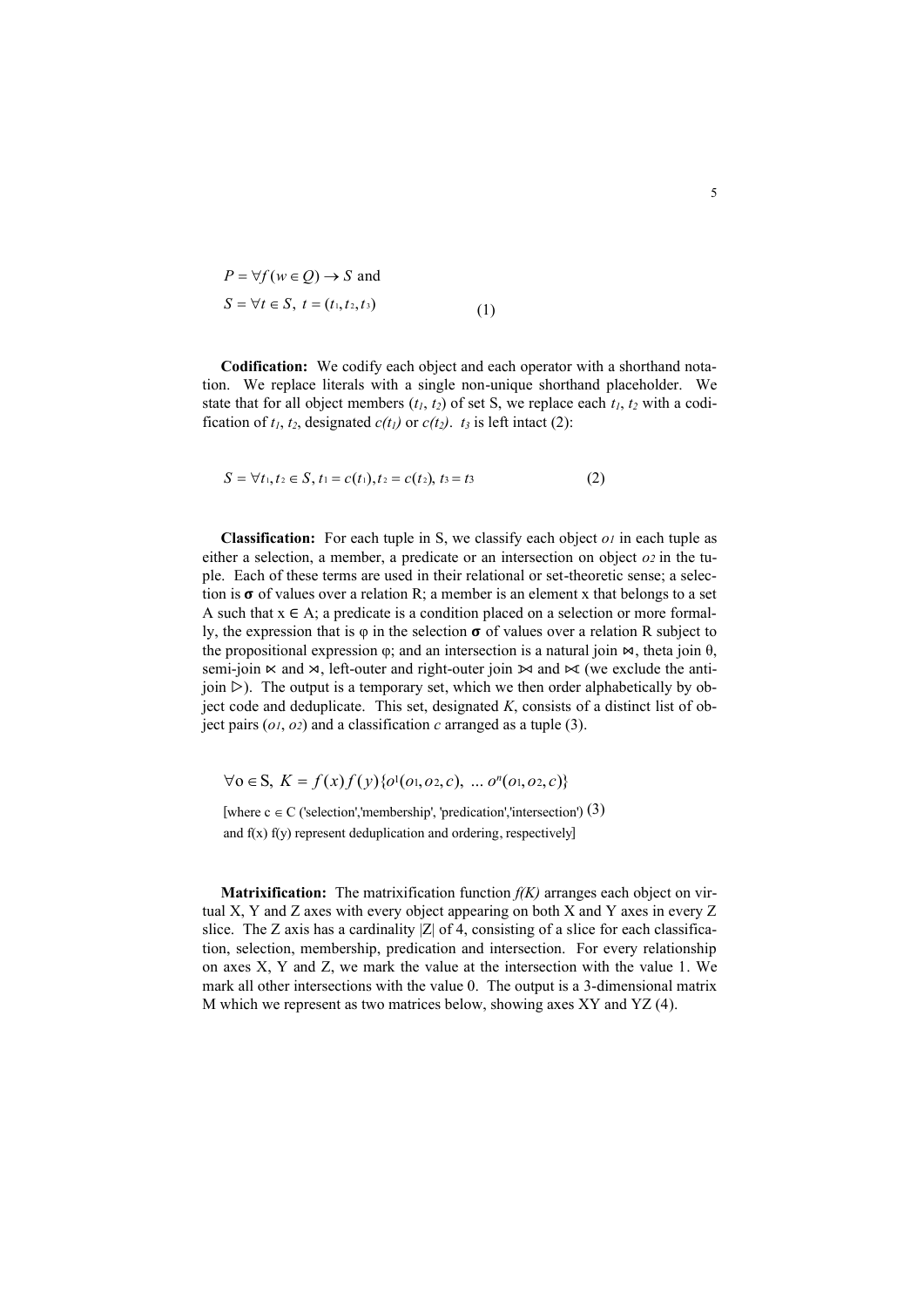$$P = \forall f(w \in Q) \rightarrow S \text{ and}$$
$$S = \forall t \in S,\ t = (t_1, t_2, t_3) \tag{1}$$

**Codification:** We codify each object and each operator with a shorthand notation. We replace literals with a single non-unique shorthand placeholder. We state that for all object members ($t_1$, $t_2$) of set S, we replace each $t_1$, $t_2$ with a codification of $t_1$, $t_2$, designated $c(t_1)$ or $c(t_2)$. $t_3$ is left intact (2):

$$S = \forall t_1, t_2 \in S,\ t_1 = c(t_1), t_2 = c(t_2),\ t_3 = t_3 \tag{2}$$

**Classification:** For each tuple in S, we classify each object $o_1$ in each tuple as either a selection, a member, a predicate or an intersection on object $o_2$ in the tuple. Each of these terms are used in their relational or set-theoretic sense; a selection is $\boldsymbol{\sigma}$ of values over a relation R; a member is an element x that belongs to a set A such that $x \in A$; a predicate is a condition placed on a selection or more formally, the expression that is φ in the selection $\boldsymbol{\sigma}$ of values over a relation R subject to the propositional expression φ; and an intersection is a natural join ⋈, theta join θ, semi-join ⋉ and ⋊, left-outer and right-outer join ⟕ and ⟖ (we exclude the anti-join ▷). The output is a temporary set, which we then order alphabetically by object code and deduplicate. This set, designated $K$, consists of a distinct list of object pairs ($o_1$, $o_2$) and a classification $c$ arranged as a tuple (3).

$$\forall o \in S,\ K = f(x)f(y)\{o^1(o_1, o_2, c),\ \ldots\ o^n(o_1, o_2, c)\}$$

[where c ∈ C ('selection','membership', 'predication','intersection') (3)
and f(x) f(y) represent deduplication and ordering, respectively]

**Matrixification:** The matrixification function $f(K)$ arranges each object on virtual X, Y and Z axes with every object appearing on both X and Y axes in every Z slice. The Z axis has a cardinality $|Z|$ of 4, consisting of a slice for each classification, selection, membership, predication and intersection. For every relationship on axes X, Y and Z, we mark the value at the intersection with the value 1. We mark all other intersections with the value 0. The output is a 3-dimensional matrix M which we represent as two matrices below, showing axes XY and YZ (4).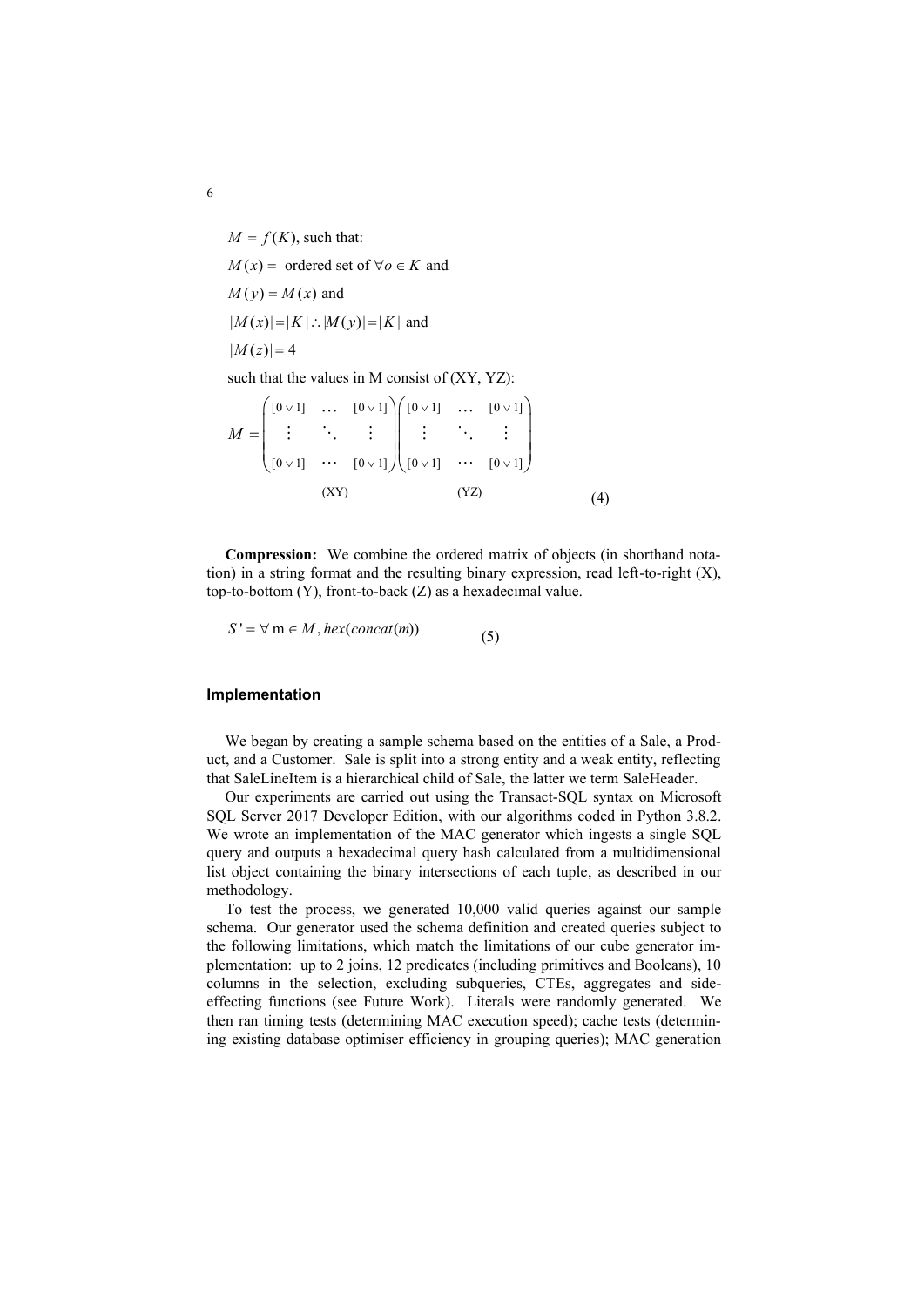$M = f(K)$, such that:

$M(x) =$ ordered set of $\forall o \in K$ and

$M(y) = M(x)$ and

$|M(x)| = |K| \therefore |M(y)| = |K|$ and

$|M(z)| = 4$

such that the values in M consist of (XY, YZ):

$$M = \underset{\text{(XY)}}{\begin{pmatrix} [0 \vee 1] & \cdots & [0 \vee 1] \\ \vdots & \ddots & \vdots \\ [0 \vee 1] & \cdots & [0 \vee 1] \end{pmatrix}} \underset{\text{(YZ)}}{\begin{pmatrix} [0 \vee 1] & \cdots & [0 \vee 1] \\ \vdots & \ddots & \vdots \\ [0 \vee 1] & \cdots & [0 \vee 1] \end{pmatrix}} \quad (4)$$

**Compression:** We combine the ordered matrix of objects (in shorthand notation) in a string format and the resulting binary expression, read left-to-right (X), top-to-bottom (Y), front-to-back (Z) as a hexadecimal value.

$$S' = \forall \text{ m} \in M, hex(concat(m)) \quad (5)$$

### Implementation

We began by creating a sample schema based on the entities of a Sale, a Product, and a Customer. Sale is split into a strong entity and a weak entity, reflecting that SaleLineItem is a hierarchical child of Sale, the latter we term SaleHeader.

Our experiments are carried out using the Transact-SQL syntax on Microsoft SQL Server 2017 Developer Edition, with our algorithms coded in Python 3.8.2. We wrote an implementation of the MAC generator which ingests a single SQL query and outputs a hexadecimal query hash calculated from a multidimensional list object containing the binary intersections of each tuple, as described in our methodology.

To test the process, we generated 10,000 valid queries against our sample schema. Our generator used the schema definition and created queries subject to the following limitations, which match the limitations of our cube generator implementation: up to 2 joins, 12 predicates (including primitives and Booleans), 10 columns in the selection, excluding subqueries, CTEs, aggregates and side-effecting functions (see Future Work). Literals were randomly generated. We then ran timing tests (determining MAC execution speed); cache tests (determining existing database optimiser efficiency in grouping queries); MAC generation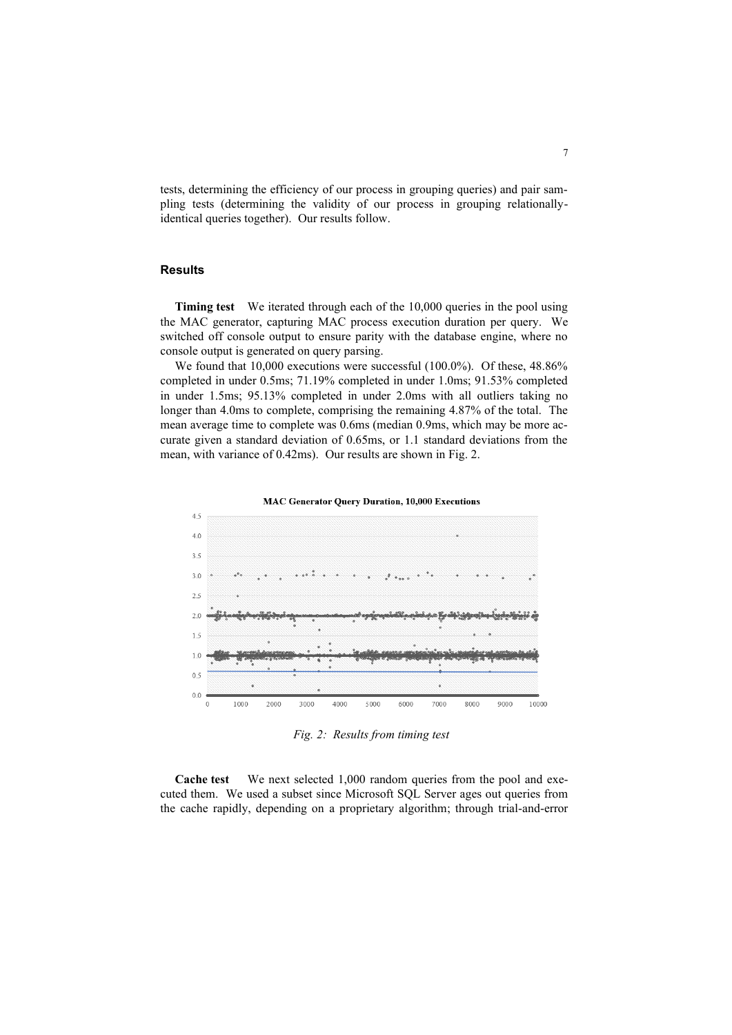tests, determining the efficiency of our process in grouping queries) and pair sampling tests (determining the validity of our process in grouping relationally-identical queries together). Our results follow.

## Results

**Timing test** We iterated through each of the 10,000 queries in the pool using the MAC generator, capturing MAC process execution duration per query. We switched off console output to ensure parity with the database engine, where no console output is generated on query parsing.

We found that 10,000 executions were successful (100.0%). Of these, 48.86% completed in under 0.5ms; 71.19% completed in under 1.0ms; 91.53% completed in under 1.5ms; 95.13% completed in under 2.0ms with all outliers taking no longer than 4.0ms to complete, comprising the remaining 4.87% of the total. The mean average time to complete was 0.6ms (median 0.9ms, which may be more accurate given a standard deviation of 0.65ms, or 1.1 standard deviations from the mean, with variance of 0.42ms). Our results are shown in Fig. 2.

**MAC Generator Query Duration, 10,000 Executions**

*Fig. 2: Results from timing test*

**Cache test** We next selected 1,000 random queries from the pool and executed them. We used a subset since Microsoft SQL Server ages out queries from the cache rapidly, depending on a proprietary algorithm; through trial-and-error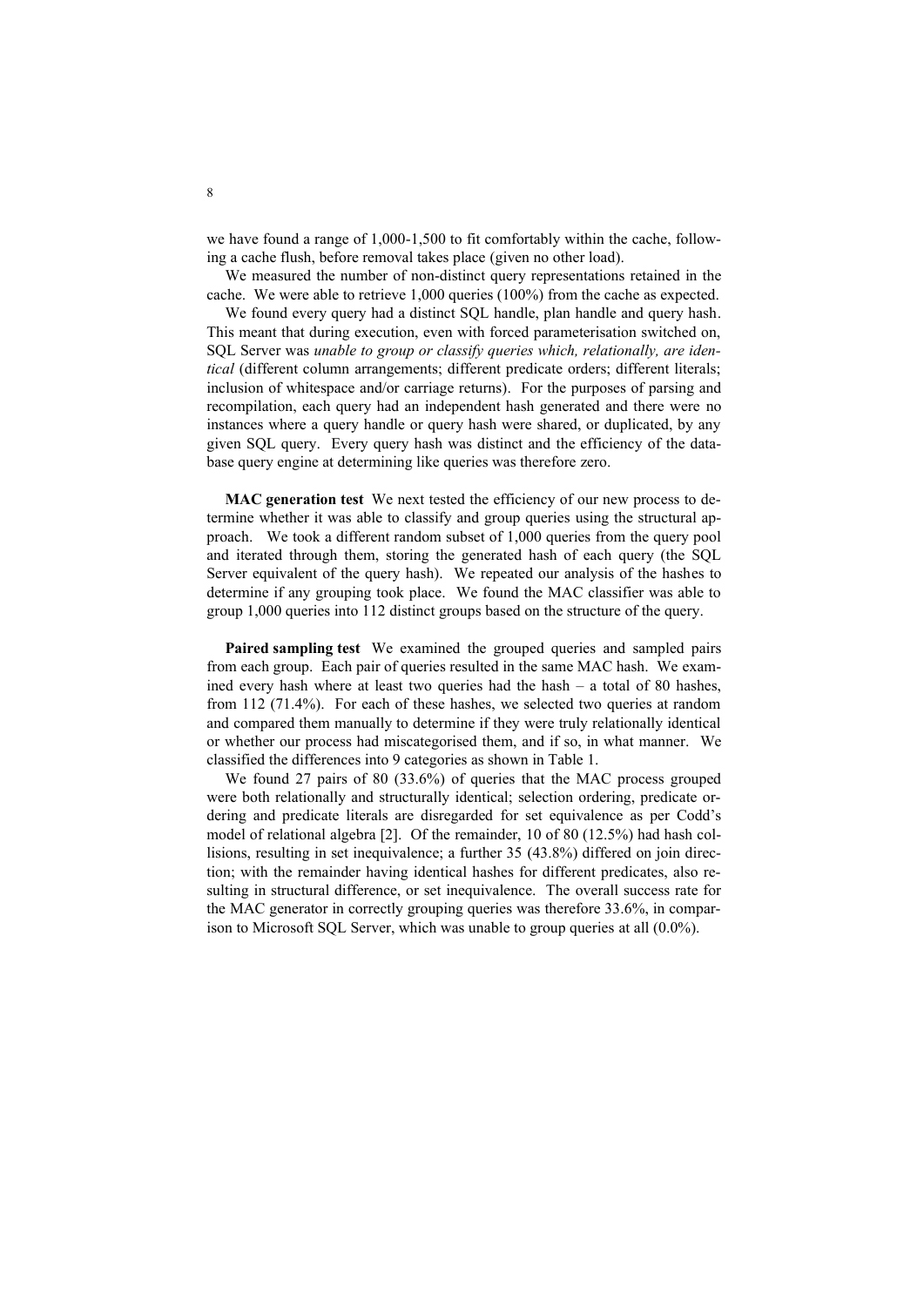we have found a range of 1,000-1,500 to fit comfortably within the cache, following a cache flush, before removal takes place (given no other load).

We measured the number of non-distinct query representations retained in the cache. We were able to retrieve 1,000 queries (100%) from the cache as expected.

We found every query had a distinct SQL handle, plan handle and query hash. This meant that during execution, even with forced parameterisation switched on, SQL Server was *unable to group or classify queries which, relationally, are identical* (different column arrangements; different predicate orders; different literals; inclusion of whitespace and/or carriage returns). For the purposes of parsing and recompilation, each query had an independent hash generated and there were no instances where a query handle or query hash were shared, or duplicated, by any given SQL query. Every query hash was distinct and the efficiency of the database query engine at determining like queries was therefore zero.

**MAC generation test** We next tested the efficiency of our new process to determine whether it was able to classify and group queries using the structural approach. We took a different random subset of 1,000 queries from the query pool and iterated through them, storing the generated hash of each query (the SQL Server equivalent of the query hash). We repeated our analysis of the hashes to determine if any grouping took place. We found the MAC classifier was able to group 1,000 queries into 112 distinct groups based on the structure of the query.

**Paired sampling test** We examined the grouped queries and sampled pairs from each group. Each pair of queries resulted in the same MAC hash. We examined every hash where at least two queries had the hash – a total of 80 hashes, from 112 (71.4%). For each of these hashes, we selected two queries at random and compared them manually to determine if they were truly relationally identical or whether our process had miscategorised them, and if so, in what manner. We classified the differences into 9 categories as shown in Table 1.

We found 27 pairs of 80 (33.6%) of queries that the MAC process grouped were both relationally and structurally identical; selection ordering, predicate ordering and predicate literals are disregarded for set equivalence as per Codd's model of relational algebra [2]. Of the remainder, 10 of 80 (12.5%) had hash collisions, resulting in set inequivalence; a further 35 (43.8%) differed on join direction; with the remainder having identical hashes for different predicates, also resulting in structural difference, or set inequivalence. The overall success rate for the MAC generator in correctly grouping queries was therefore 33.6%, in comparison to Microsoft SQL Server, which was unable to group queries at all (0.0%).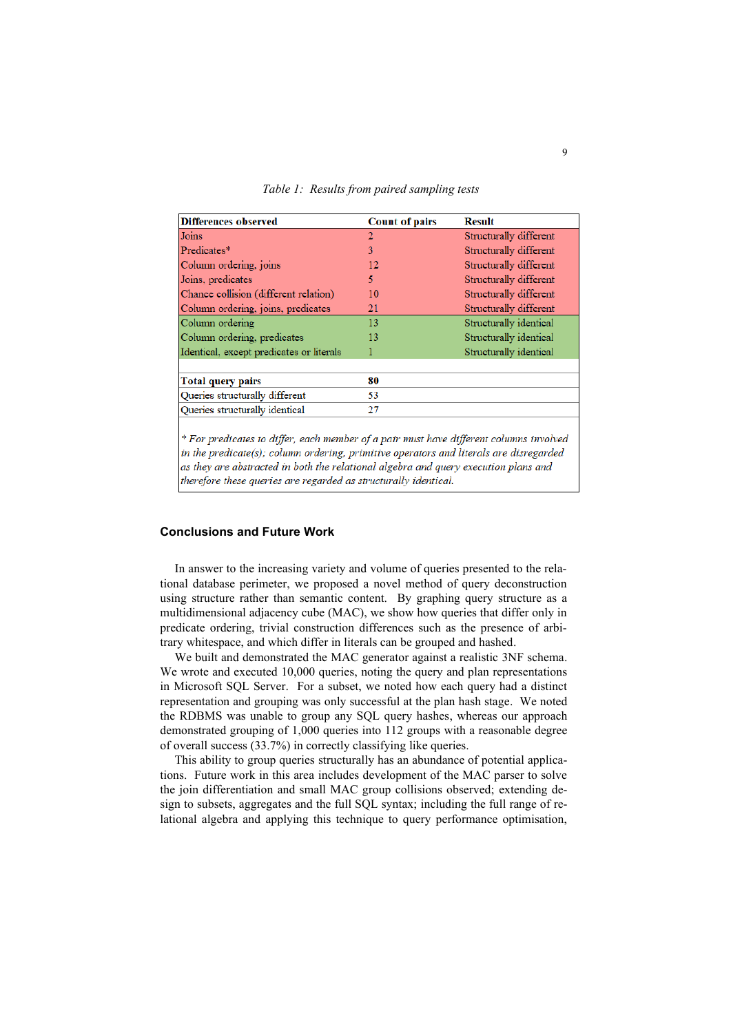*Table 1: Results from paired sampling tests*

| Differences observed | Count of pairs | Result |
|---|---|---|
| Joins | 2 | Structurally different |
| Predicates* | 3 | Structurally different |
| Column ordering, joins | 12 | Structurally different |
| Joins, predicates | 5 | Structurally different |
| Chance collision (different relation) | 10 | Structurally different |
| Column ordering, joins, predicates | 21 | Structurally different |
| Column ordering | 13 | Structurally identical |
| Column ordering, predicates | 13 | Structurally identical |
| Identical, except predicates or literals | 1 | Structurally identical |
| | | |
| **Total query pairs** | **80** | |
| Queries structurally different | 53 | |
| Queries structurally identical | 27 | |

*\* For predicates to differ, each member of a pair must have different columns involved in the predicate(s); column ordering, primitive operators and literals are disregarded as they are abstracted in both the relational algebra and query execution plans and therefore these queries are regarded as structurally identical.*

## Conclusions and Future Work

In answer to the increasing variety and volume of queries presented to the relational database perimeter, we proposed a novel method of query deconstruction using structure rather than semantic content. By graphing query structure as a multidimensional adjacency cube (MAC), we show how queries that differ only in predicate ordering, trivial construction differences such as the presence of arbitrary whitespace, and which differ in literals can be grouped and hashed.

We built and demonstrated the MAC generator against a realistic 3NF schema. We wrote and executed 10,000 queries, noting the query and plan representations in Microsoft SQL Server. For a subset, we noted how each query had a distinct representation and grouping was only successful at the plan hash stage. We noted the RDBMS was unable to group any SQL query hashes, whereas our approach demonstrated grouping of 1,000 queries into 112 groups with a reasonable degree of overall success (33.7%) in correctly classifying like queries.

This ability to group queries structurally has an abundance of potential applications. Future work in this area includes development of the MAC parser to solve the join differentiation and small MAC group collisions observed; extending design to subsets, aggregates and the full SQL syntax; including the full range of relational algebra and applying this technique to query performance optimisation,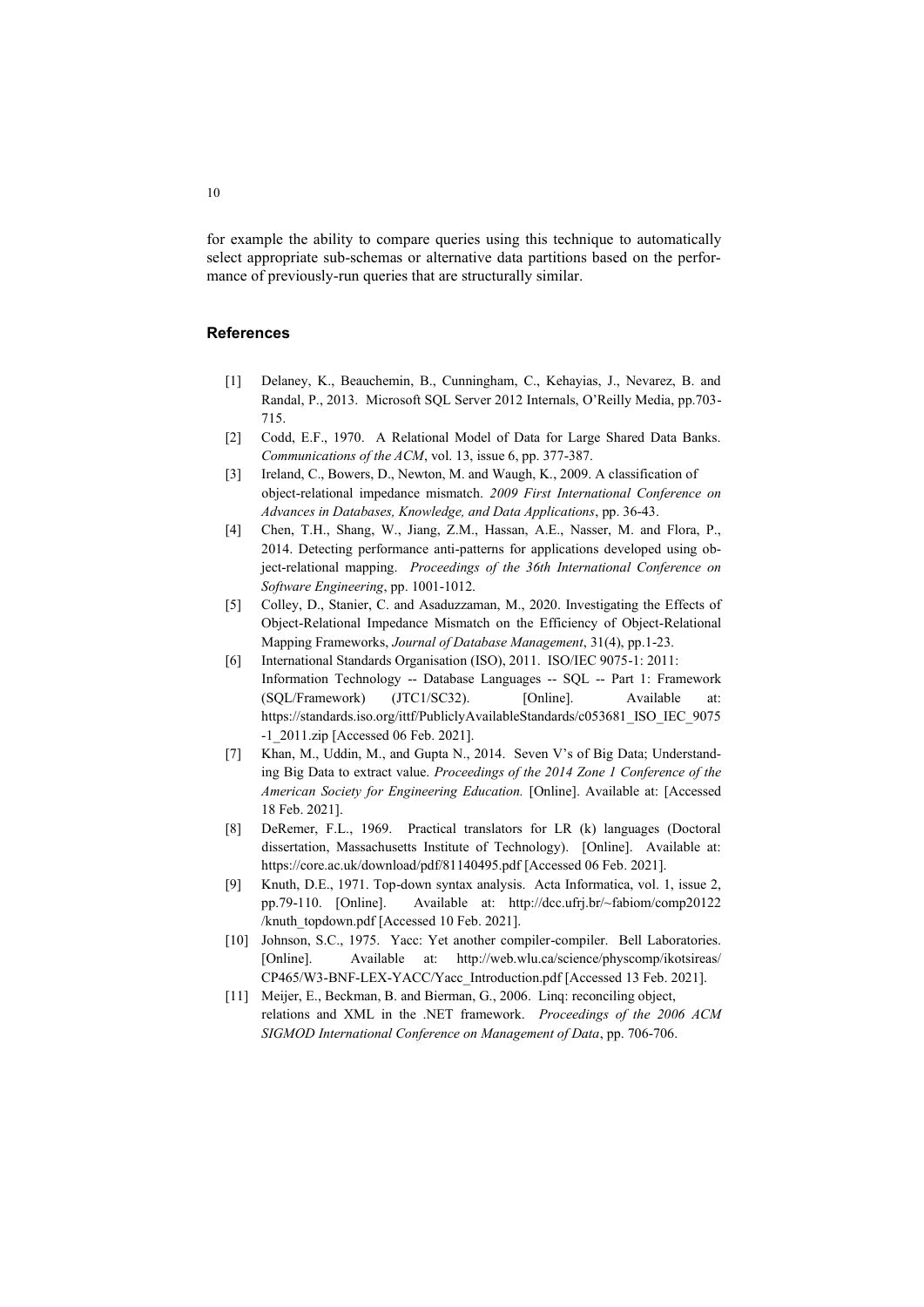for example the ability to compare queries using this technique to automatically select appropriate sub-schemas or alternative data partitions based on the performance of previously-run queries that are structurally similar.

## References

[1] Delaney, K., Beauchemin, B., Cunningham, C., Kehayias, J., Nevarez, B. and Randal, P., 2013. Microsoft SQL Server 2012 Internals, O'Reilly Media, pp.703-715.

[2] Codd, E.F., 1970. A Relational Model of Data for Large Shared Data Banks. *Communications of the ACM*, vol. 13, issue 6, pp. 377-387.

[3] Ireland, C., Bowers, D., Newton, M. and Waugh, K., 2009. A classification of object-relational impedance mismatch. *2009 First International Conference on Advances in Databases, Knowledge, and Data Applications*, pp. 36-43.

[4] Chen, T.H., Shang, W., Jiang, Z.M., Hassan, A.E., Nasser, M. and Flora, P., 2014. Detecting performance anti-patterns for applications developed using object-relational mapping. *Proceedings of the 36th International Conference on Software Engineering*, pp. 1001-1012.

[5] Colley, D., Stanier, C. and Asaduzzaman, M., 2020. Investigating the Effects of Object-Relational Impedance Mismatch on the Efficiency of Object-Relational Mapping Frameworks, *Journal of Database Management*, 31(4), pp.1-23.

[6] International Standards Organisation (ISO), 2011. ISO/IEC 9075-1: 2011: Information Technology -- Database Languages -- SQL -- Part 1: Framework (SQL/Framework) (JTC1/SC32). [Online]. Available at: https://standards.iso.org/ittf/PubliclyAvailableStandards/c053681_ISO_IEC_9075-1_2011.zip [Accessed 06 Feb. 2021].

[7] Khan, M., Uddin, M., and Gupta N., 2014. Seven V's of Big Data; Understanding Big Data to extract value. *Proceedings of the 2014 Zone 1 Conference of the American Society for Engineering Education.* [Online]. Available at: [Accessed 18 Feb. 2021].

[8] DeRemer, F.L., 1969. Practical translators for LR (k) languages (Doctoral dissertation, Massachusetts Institute of Technology). [Online]. Available at: https://core.ac.uk/download/pdf/81140495.pdf [Accessed 06 Feb. 2021].

[9] Knuth, D.E., 1971. Top-down syntax analysis. Acta Informatica, vol. 1, issue 2, pp.79-110. [Online]. Available at: http://dcc.ufrj.br/~fabiom/comp20122/knuth_topdown.pdf [Accessed 10 Feb. 2021].

[10] Johnson, S.C., 1975. Yacc: Yet another compiler-compiler. Bell Laboratories. [Online]. Available at: http://web.wlu.ca/science/physcomp/ikotsireas/CP465/W3-BNF-LEX-YACC/Yacc_Introduction.pdf [Accessed 13 Feb. 2021].

[11] Meijer, E., Beckman, B. and Bierman, G., 2006. Linq: reconciling object, relations and XML in the .NET framework. *Proceedings of the 2006 ACM SIGMOD International Conference on Management of Data*, pp. 706-706.